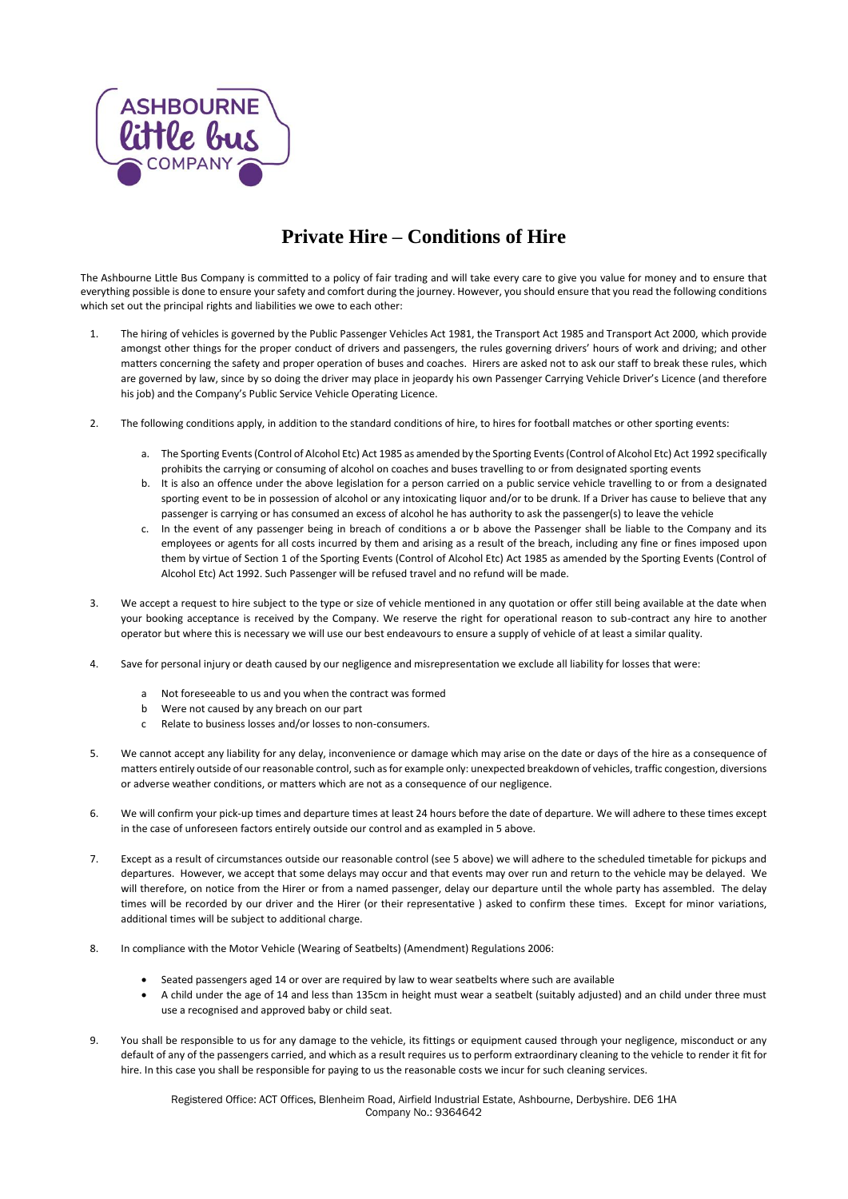# Private Hire – Conditions of Hire

The Ashbourne Little Bus Company is committed to a policy of fair trading and will take every care to give you value for money and to ensure that everything possible is done to ensure your safety and comfort during the journey. However, you should ensure that you read the following conditions which set out the principal rights and liabilities we owe to each other:

1. The hiring of vehicles is governed by the Public Passenger Vehicles Act 1981, the Transport Act 1985 and Transport Act 2000, which provide amongst other things for the proper conduct of drivers and passengers, the rules governing drivers' hours of work and driving; and other matters concerning the safety and proper operation of buses and coaches. Hirers are asked not to ask our staff to break these rules, which are governed by law, since by so doing the driver may place in jeopardy his own Passenger Carrying Vehicle Driver's Licence (and therefore his job) and the Company's Public Service Vehicle Operating Licence.

2. The following conditions apply, in addition to the standard conditions of hire, to hires for football matches or other sporting events:

   a. The Sporting Events (Control of Alcohol Etc) Act 1985 as amended by the Sporting Events (Control of Alcohol Etc) Act 1992 specifically prohibits the carrying or consuming of alcohol on coaches and buses travelling to or from designated sporting events
   b. It is also an offence under the above legislation for a person carried on a public service vehicle travelling to or from a designated sporting event to be in possession of alcohol or any intoxicating liquor and/or to be drunk. If a Driver has cause to believe that any passenger is carrying or has consumed an excess of alcohol he has authority to ask the passenger(s) to leave the vehicle
   c. In the event of any passenger being in breach of conditions a or b above the Passenger shall be liable to the Company and its employees or agents for all costs incurred by them and arising as a result of the breach, including any fine or fines imposed upon them by virtue of Section 1 of the Sporting Events (Control of Alcohol Etc) Act 1985 as amended by the Sporting Events (Control of Alcohol Etc) Act 1992. Such Passenger will be refused travel and no refund will be made.

3. We accept a request to hire subject to the type or size of vehicle mentioned in any quotation or offer still being available at the date when your booking acceptance is received by the Company. We reserve the right for operational reason to sub-contract any hire to another operator but where this is necessary we will use our best endeavours to ensure a supply of vehicle of at least a similar quality.

4. Save for personal injury or death caused by our negligence and misrepresentation we exclude all liability for losses that were:

   a Not foreseeable to us and you when the contract was formed
   b Were not caused by any breach on our part
   c Relate to business losses and/or losses to non-consumers.

5. We cannot accept any liability for any delay, inconvenience or damage which may arise on the date or days of the hire as a consequence of matters entirely outside of our reasonable control, such as for example only: unexpected breakdown of vehicles, traffic congestion, diversions or adverse weather conditions, or matters which are not as a consequence of our negligence.

6. We will confirm your pick-up times and departure times at least 24 hours before the date of departure. We will adhere to these times except in the case of unforeseen factors entirely outside our control and as exampled in 5 above.

7. Except as a result of circumstances outside our reasonable control (see 5 above) we will adhere to the scheduled timetable for pickups and departures. However, we accept that some delays may occur and that events may over run and return to the vehicle may be delayed. We will therefore, on notice from the Hirer or from a named passenger, delay our departure until the whole party has assembled. The delay times will be recorded by our driver and the Hirer (or their representative ) asked to confirm these times. Except for minor variations, additional times will be subject to additional charge.

8. In compliance with the Motor Vehicle (Wearing of Seatbelts) (Amendment) Regulations 2006:

   - Seated passengers aged 14 or over are required by law to wear seatbelts where such are available
   - A child under the age of 14 and less than 135cm in height must wear a seatbelt (suitably adjusted) and an child under three must use a recognised and approved baby or child seat.

9. You shall be responsible to us for any damage to the vehicle, its fittings or equipment caused through your negligence, misconduct or any default of any of the passengers carried, and which as a result requires us to perform extraordinary cleaning to the vehicle to render it fit for hire. In this case you shall be responsible for paying to us the reasonable costs we incur for such cleaning services.

Registered Office: ACT Offices, Blenheim Road, Airfield Industrial Estate, Ashbourne, Derbyshire. DE6 1HA
Company No.: 9364642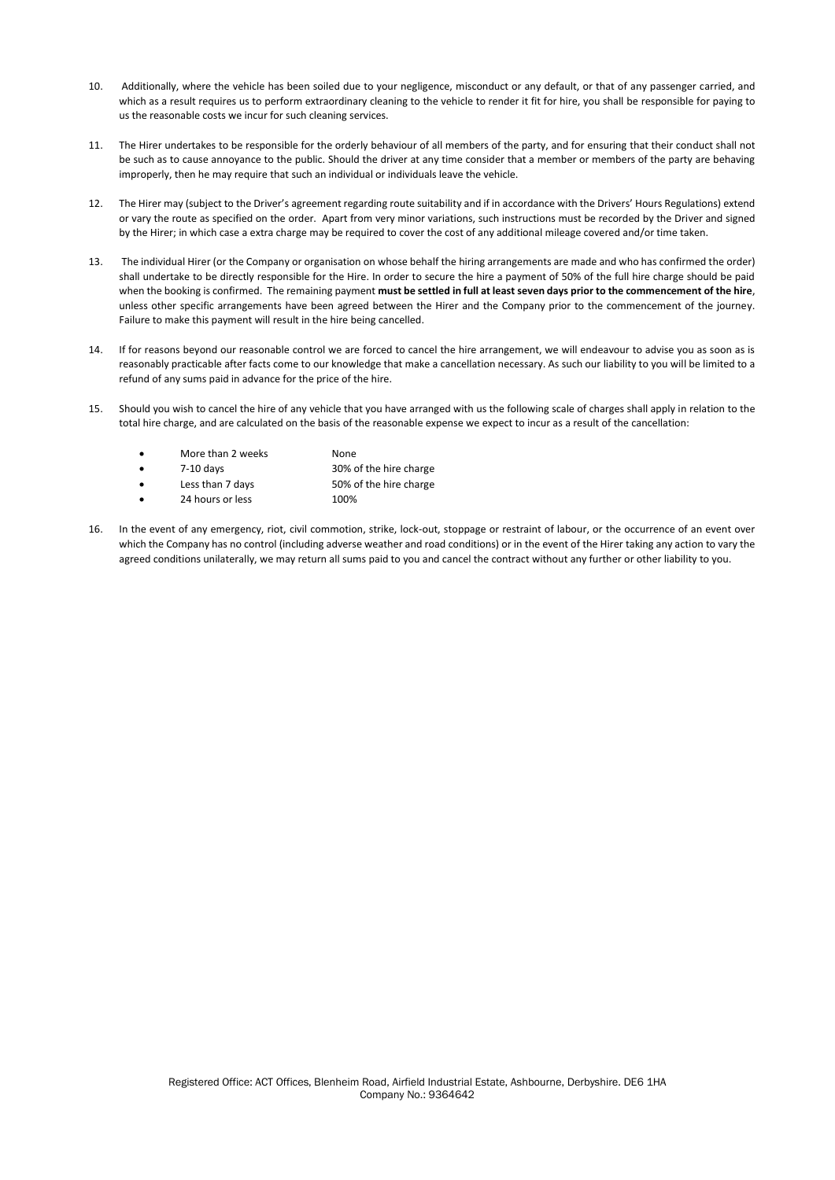10. Additionally, where the vehicle has been soiled due to your negligence, misconduct or any default, or that of any passenger carried, and which as a result requires us to perform extraordinary cleaning to the vehicle to render it fit for hire, you shall be responsible for paying to us the reasonable costs we incur for such cleaning services.

11. The Hirer undertakes to be responsible for the orderly behaviour of all members of the party, and for ensuring that their conduct shall not be such as to cause annoyance to the public. Should the driver at any time consider that a member or members of the party are behaving improperly, then he may require that such an individual or individuals leave the vehicle.

12. The Hirer may (subject to the Driver's agreement regarding route suitability and if in accordance with the Drivers' Hours Regulations) extend or vary the route as specified on the order. Apart from very minor variations, such instructions must be recorded by the Driver and signed by the Hirer; in which case a extra charge may be required to cover the cost of any additional mileage covered and/or time taken.

13. The individual Hirer (or the Company or organisation on whose behalf the hiring arrangements are made and who has confirmed the order) shall undertake to be directly responsible for the Hire. In order to secure the hire a payment of 50% of the full hire charge should be paid when the booking is confirmed. The remaining payment **must be settled in full at least seven days prior to the commencement of the hire**, unless other specific arrangements have been agreed between the Hirer and the Company prior to the commencement of the journey. Failure to make this payment will result in the hire being cancelled.

14. If for reasons beyond our reasonable control we are forced to cancel the hire arrangement, we will endeavour to advise you as soon as is reasonably practicable after facts come to our knowledge that make a cancellation necessary. As such our liability to you will be limited to a refund of any sums paid in advance for the price of the hire.

15. Should you wish to cancel the hire of any vehicle that you have arranged with us the following scale of charges shall apply in relation to the total hire charge, and are calculated on the basis of the reasonable expense we expect to incur as a result of the cancellation:

    - More than 2 weeks — None
    - 7-10 days — 30% of the hire charge
    - Less than 7 days — 50% of the hire charge
    - 24 hours or less — 100%

16. In the event of any emergency, riot, civil commotion, strike, lock-out, stoppage or restraint of labour, or the occurrence of an event over which the Company has no control (including adverse weather and road conditions) or in the event of the Hirer taking any action to vary the agreed conditions unilaterally, we may return all sums paid to you and cancel the contract without any further or other liability to you.

Registered Office: ACT Offices, Blenheim Road, Airfield Industrial Estate, Ashbourne, Derbyshire. DE6 1HA
Company No.: 9364642